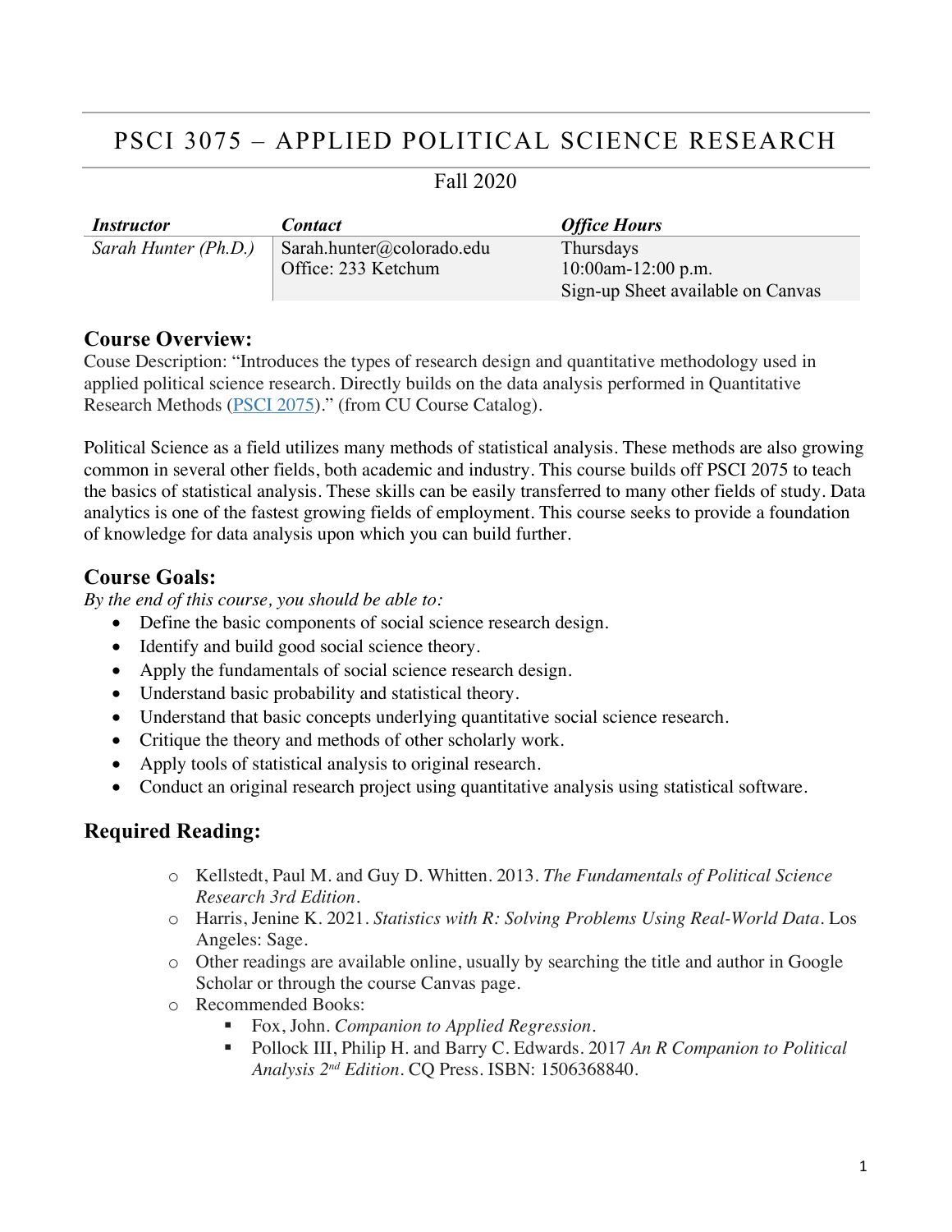# PSCI 3075 – APPLIED POLITICAL SCIENCE RESEARCH

Fall 2020

| *Instructor* | *Contact* | *Office Hours* |
|---|---|---|
| *Sarah Hunter (Ph.D.)* | Sarah.hunter@colorado.edu<br>Office: 233 Ketchum | Thursdays<br>10:00am-12:00 p.m.<br>Sign-up Sheet available on Canvas |

## Course Overview:

Couse Description: "Introduces the types of research design and quantitative methodology used in applied political science research. Directly builds on the data analysis performed in Quantitative Research Methods (PSCI 2075)." (from CU Course Catalog).

Political Science as a field utilizes many methods of statistical analysis. These methods are also growing common in several other fields, both academic and industry. This course builds off PSCI 2075 to teach the basics of statistical analysis. These skills can be easily transferred to many other fields of study. Data analytics is one of the fastest growing fields of employment. This course seeks to provide a foundation of knowledge for data analysis upon which you can build further.

## Course Goals:

*By the end of this course, you should be able to:*

- Define the basic components of social science research design.
- Identify and build good social science theory.
- Apply the fundamentals of social science research design.
- Understand basic probability and statistical theory.
- Understand that basic concepts underlying quantitative social science research.
- Critique the theory and methods of other scholarly work.
- Apply tools of statistical analysis to original research.
- Conduct an original research project using quantitative analysis using statistical software.

## Required Reading:

- Kellstedt, Paul M. and Guy D. Whitten. 2013. *The Fundamentals of Political Science Research 3rd Edition*.
- Harris, Jenine K. 2021. *Statistics with R: Solving Problems Using Real-World Data*. Los Angeles: Sage.
- Other readings are available online, usually by searching the title and author in Google Scholar or through the course Canvas page.
- Recommended Books:
  - Fox, John. *Companion to Applied Regression*.
  - Pollock III, Philip H. and Barry C. Edwards. 2017 *An R Companion to Political Analysis 2nd Edition*. CQ Press. ISBN: 1506368840.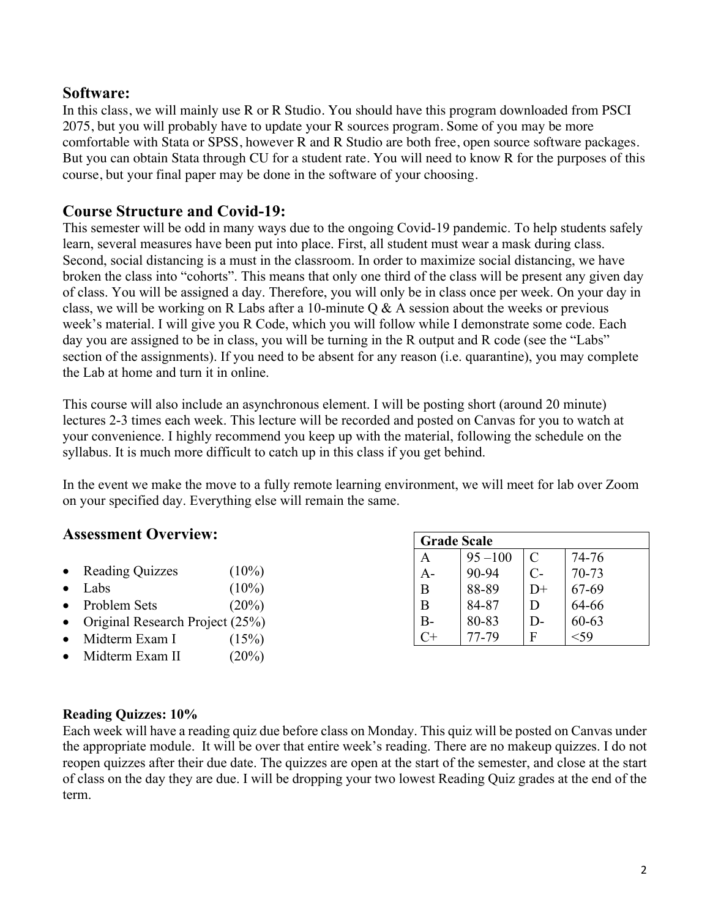## Software:

In this class, we will mainly use R or R Studio. You should have this program downloaded from PSCI 2075, but you will probably have to update your R sources program. Some of you may be more comfortable with Stata or SPSS, however R and R Studio are both free, open source software packages. But you can obtain Stata through CU for a student rate. You will need to know R for the purposes of this course, but your final paper may be done in the software of your choosing.

## Course Structure and Covid-19:

This semester will be odd in many ways due to the ongoing Covid-19 pandemic. To help students safely learn, several measures have been put into place. First, all student must wear a mask during class. Second, social distancing is a must in the classroom. In order to maximize social distancing, we have broken the class into "cohorts". This means that only one third of the class will be present any given day of class. You will be assigned a day. Therefore, you will only be in class once per week. On your day in class, we will be working on R Labs after a 10-minute Q & A session about the weeks or previous week's material. I will give you R Code, which you will follow while I demonstrate some code. Each day you are assigned to be in class, you will be turning in the R output and R code (see the "Labs" section of the assignments). If you need to be absent for any reason (i.e. quarantine), you may complete the Lab at home and turn it in online.

This course will also include an asynchronous element. I will be posting short (around 20 minute) lectures 2-3 times each week. This lecture will be recorded and posted on Canvas for you to watch at your convenience. I highly recommend you keep up with the material, following the schedule on the syllabus. It is much more difficult to catch up in this class if you get behind.

In the event we make the move to a fully remote learning environment, we will meet for lab over Zoom on your specified day. Everything else will remain the same.

## Assessment Overview:

- Reading Quizzes (10%)
- Labs (10%)
- Problem Sets (20%)
- Original Research Project (25%)
- Midterm Exam I (15%)
- Midterm Exam II (20%)

| Grade Scale | | | |
|---|---|---|---|
| A | 95 –100 | C | 74-76 |
| A- | 90-94 | C- | 70-73 |
| B | 88-89 | D+ | 67-69 |
| B | 84-87 | D | 64-66 |
| B- | 80-83 | D- | 60-63 |
| C+ | 77-79 | F | <59 |

**Reading Quizzes: 10%**

Each week will have a reading quiz due before class on Monday. This quiz will be posted on Canvas under the appropriate module. It will be over that entire week's reading. There are no makeup quizzes. I do not reopen quizzes after their due date. The quizzes are open at the start of the semester, and close at the start of class on the day they are due. I will be dropping your two lowest Reading Quiz grades at the end of the term.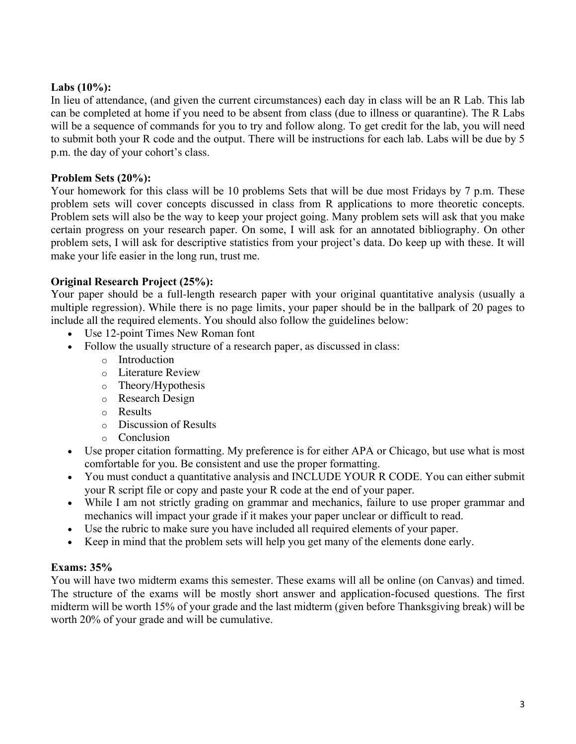**Labs (10%):**

In lieu of attendance, (and given the current circumstances) each day in class will be an R Lab. This lab can be completed at home if you need to be absent from class (due to illness or quarantine). The R Labs will be a sequence of commands for you to try and follow along. To get credit for the lab, you will need to submit both your R code and the output. There will be instructions for each lab. Labs will be due by 5 p.m. the day of your cohort's class.

**Problem Sets (20%):**

Your homework for this class will be 10 problems Sets that will be due most Fridays by 7 p.m. These problem sets will cover concepts discussed in class from R applications to more theoretic concepts. Problem sets will also be the way to keep your project going. Many problem sets will ask that you make certain progress on your research paper. On some, I will ask for an annotated bibliography. On other problem sets, I will ask for descriptive statistics from your project's data. Do keep up with these. It will make your life easier in the long run, trust me.

**Original Research Project (25%):**

Your paper should be a full-length research paper with your original quantitative analysis (usually a multiple regression). While there is no page limits, your paper should be in the ballpark of 20 pages to include all the required elements. You should also follow the guidelines below:

- Use 12-point Times New Roman font
- Follow the usually structure of a research paper, as discussed in class:
  - Introduction
  - Literature Review
  - Theory/Hypothesis
  - Research Design
  - Results
  - Discussion of Results
  - Conclusion
- Use proper citation formatting. My preference is for either APA or Chicago, but use what is most comfortable for you. Be consistent and use the proper formatting.
- You must conduct a quantitative analysis and INCLUDE YOUR R CODE. You can either submit your R script file or copy and paste your R code at the end of your paper.
- While I am not strictly grading on grammar and mechanics, failure to use proper grammar and mechanics will impact your grade if it makes your paper unclear or difficult to read.
- Use the rubric to make sure you have included all required elements of your paper.
- Keep in mind that the problem sets will help you get many of the elements done early.

**Exams: 35%**

You will have two midterm exams this semester. These exams will all be online (on Canvas) and timed. The structure of the exams will be mostly short answer and application-focused questions. The first midterm will be worth 15% of your grade and the last midterm (given before Thanksgiving break) will be worth 20% of your grade and will be cumulative.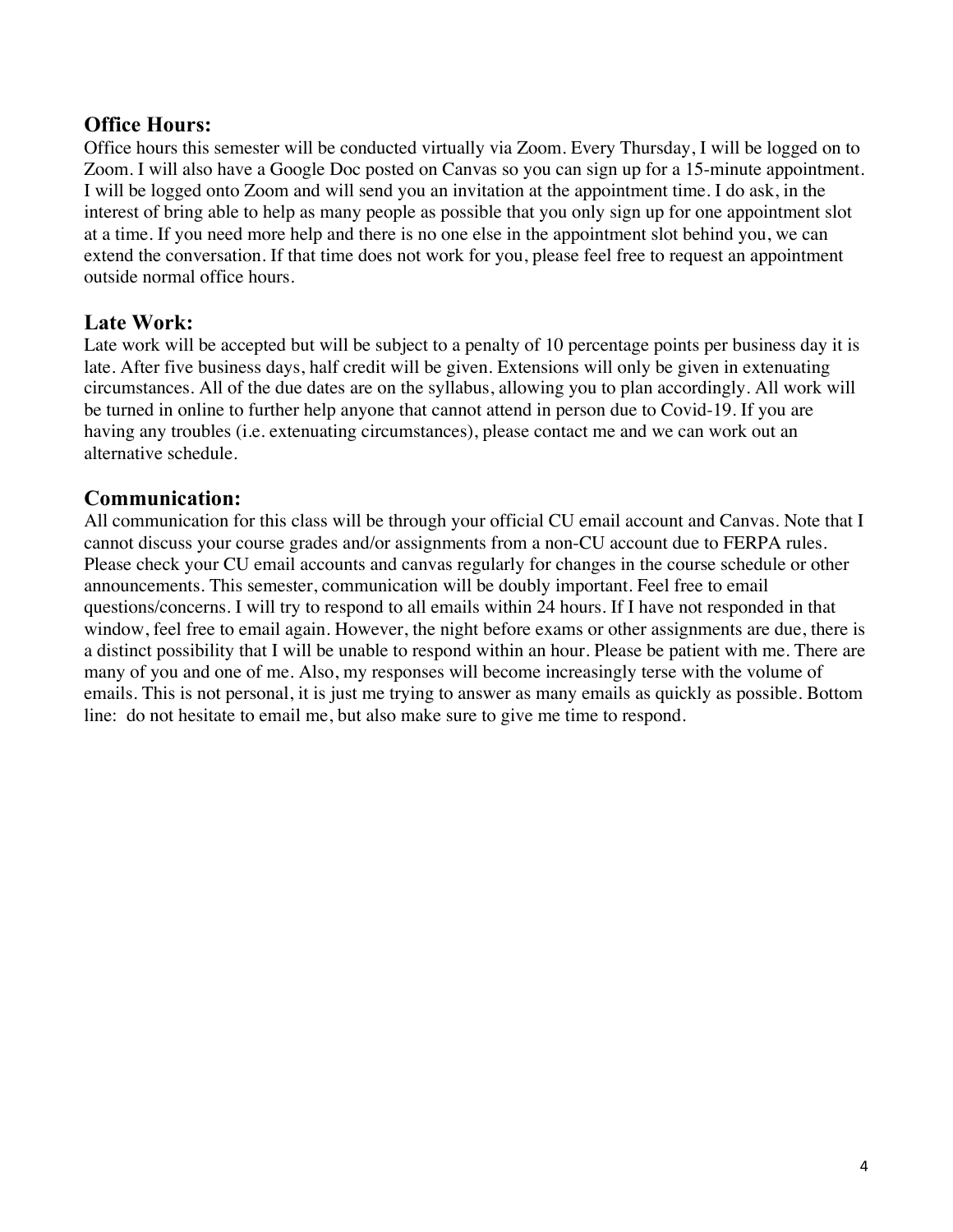## Office Hours:

Office hours this semester will be conducted virtually via Zoom. Every Thursday, I will be logged on to Zoom. I will also have a Google Doc posted on Canvas so you can sign up for a 15-minute appointment. I will be logged onto Zoom and will send you an invitation at the appointment time. I do ask, in the interest of bring able to help as many people as possible that you only sign up for one appointment slot at a time. If you need more help and there is no one else in the appointment slot behind you, we can extend the conversation. If that time does not work for you, please feel free to request an appointment outside normal office hours.

## Late Work:

Late work will be accepted but will be subject to a penalty of 10 percentage points per business day it is late. After five business days, half credit will be given. Extensions will only be given in extenuating circumstances. All of the due dates are on the syllabus, allowing you to plan accordingly. All work will be turned in online to further help anyone that cannot attend in person due to Covid-19. If you are having any troubles (i.e. extenuating circumstances), please contact me and we can work out an alternative schedule.

## Communication:

All communication for this class will be through your official CU email account and Canvas. Note that I cannot discuss your course grades and/or assignments from a non-CU account due to FERPA rules. Please check your CU email accounts and canvas regularly for changes in the course schedule or other announcements. This semester, communication will be doubly important. Feel free to email questions/concerns. I will try to respond to all emails within 24 hours. If I have not responded in that window, feel free to email again. However, the night before exams or other assignments are due, there is a distinct possibility that I will be unable to respond within an hour. Please be patient with me. There are many of you and one of me. Also, my responses will become increasingly terse with the volume of emails. This is not personal, it is just me trying to answer as many emails as quickly as possible. Bottom line: do not hesitate to email me, but also make sure to give me time to respond.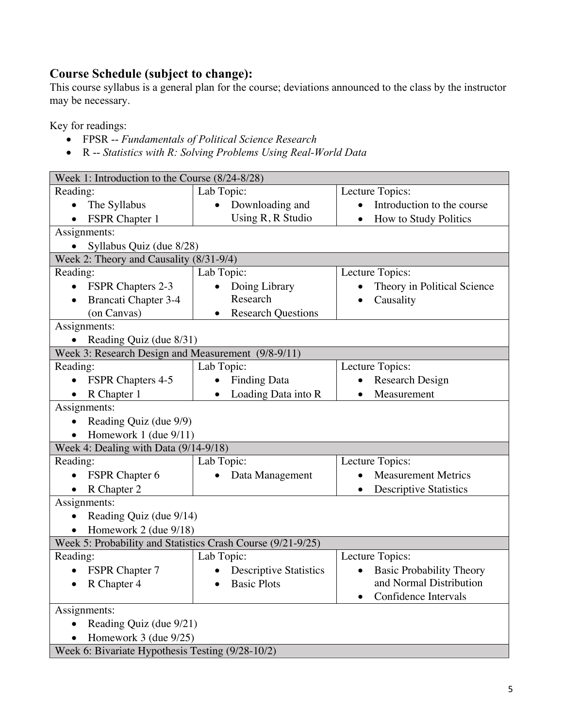## Course Schedule (subject to change):

This course syllabus is a general plan for the course; deviations announced to the class by the instructor may be necessary.

Key for readings:

- FPSR -- *Fundamentals of Political Science Research*
- R -- *Statistics with R: Solving Problems Using Real-World Data*

| Week 1: Introduction to the Course (8/24-8/28) | | |
|---|---|---|
| Reading:<br>• The Syllabus<br>• FSPR Chapter 1 | Lab Topic:<br>• Downloading and Using R, R Studio | Lecture Topics:<br>• Introduction to the course<br>• How to Study Politics |
| Assignments:<br>• Syllabus Quiz (due 8/28) | | |
| **Week 2: Theory and Causality (8/31-9/4)** | | |
| Reading:<br>• FSPR Chapters 2-3<br>• Brancati Chapter 3-4 (on Canvas) | Lab Topic:<br>• Doing Library Research<br>• Research Questions | Lecture Topics:<br>• Theory in Political Science<br>• Causality |
| Assignments:<br>• Reading Quiz (due 8/31) | | |
| **Week 3: Research Design and Measurement (9/8-9/11)** | | |
| Reading:<br>• FSPR Chapters 4-5<br>• R Chapter 1 | Lab Topic:<br>• Finding Data<br>• Loading Data into R | Lecture Topics:<br>• Research Design<br>• Measurement |
| Assignments:<br>• Reading Quiz (due 9/9)<br>• Homework 1 (due 9/11) | | |
| **Week 4: Dealing with Data (9/14-9/18)** | | |
| Reading:<br>• FSPR Chapter 6<br>• R Chapter 2 | Lab Topic:<br>• Data Management | Lecture Topics:<br>• Measurement Metrics<br>• Descriptive Statistics |
| Assignments:<br>• Reading Quiz (due 9/14)<br>• Homework 2 (due 9/18) | | |
| **Week 5: Probability and Statistics Crash Course (9/21-9/25)** | | |
| Reading:<br>• FSPR Chapter 7<br>• R Chapter 4 | Lab Topic:<br>• Descriptive Statistics<br>• Basic Plots | Lecture Topics:<br>• Basic Probability Theory and Normal Distribution<br>• Confidence Intervals |
| Assignments:<br>• Reading Quiz (due 9/21)<br>• Homework 3 (due 9/25) | | |
| **Week 6: Bivariate Hypothesis Testing (9/28-10/2)** | | |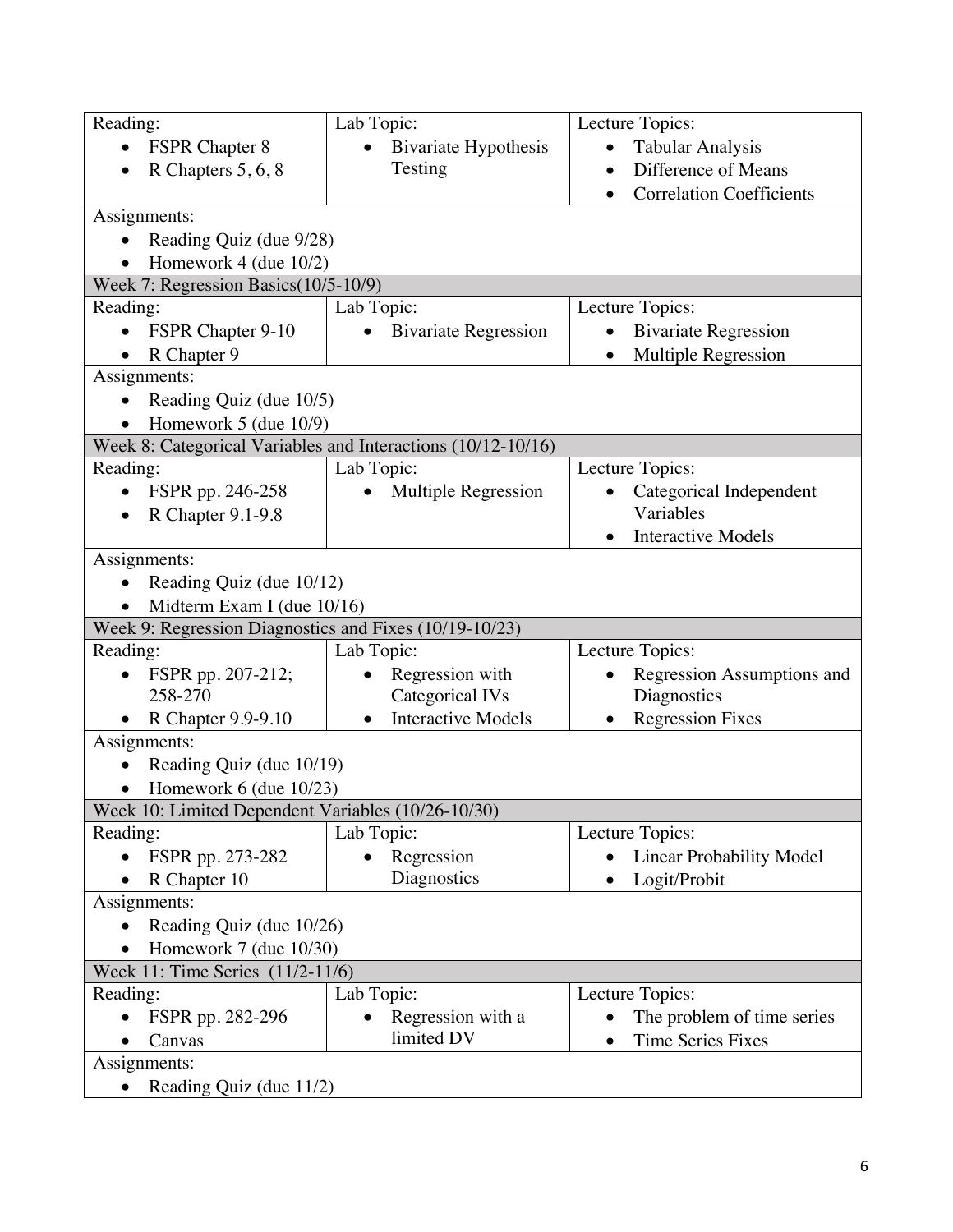| Reading: | Lab Topic: | Lecture Topics: |
|---|---|---|
| • FSPR Chapter 8<br>• R Chapters 5, 6, 8 | • Bivariate Hypothesis Testing | • Tabular Analysis<br>• Difference of Means<br>• Correlation Coefficients |
| Assignments:<br>• Reading Quiz (due 9/28)<br>• Homework 4 (due 10/2) | | |
| **Week 7: Regression Basics(10/5-10/9)** | | |
| Reading: | Lab Topic: | Lecture Topics: |
| • FSPR Chapter 9-10<br>• R Chapter 9 | • Bivariate Regression | • Bivariate Regression<br>• Multiple Regression |
| Assignments:<br>• Reading Quiz (due 10/5)<br>• Homework 5 (due 10/9) | | |
| **Week 8: Categorical Variables and Interactions (10/12-10/16)** | | |
| Reading: | Lab Topic: | Lecture Topics: |
| • FSPR pp. 246-258<br>• R Chapter 9.1-9.8 | • Multiple Regression | • Categorical Independent Variables<br>• Interactive Models |
| Assignments:<br>• Reading Quiz (due 10/12)<br>• Midterm Exam I (due 10/16) | | |
| **Week 9: Regression Diagnostics and Fixes (10/19-10/23)** | | |
| Reading: | Lab Topic: | Lecture Topics: |
| • FSPR pp. 207-212; 258-270<br>• R Chapter 9.9-9.10 | • Regression with Categorical IVs<br>• Interactive Models | • Regression Assumptions and Diagnostics<br>• Regression Fixes |
| Assignments:<br>• Reading Quiz (due 10/19)<br>• Homework 6 (due 10/23) | | |
| **Week 10: Limited Dependent Variables (10/26-10/30)** | | |
| Reading: | Lab Topic: | Lecture Topics: |
| • FSPR pp. 273-282<br>• R Chapter 10 | • Regression Diagnostics | • Linear Probability Model<br>• Logit/Probit |
| Assignments:<br>• Reading Quiz (due 10/26)<br>• Homework 7 (due 10/30) | | |
| **Week 11: Time Series (11/2-11/6)** | | |
| Reading: | Lab Topic: | Lecture Topics: |
| • FSPR pp. 282-296<br>• Canvas | • Regression with a limited DV | • The problem of time series<br>• Time Series Fixes |
| Assignments:<br>• Reading Quiz (due 11/2) | | |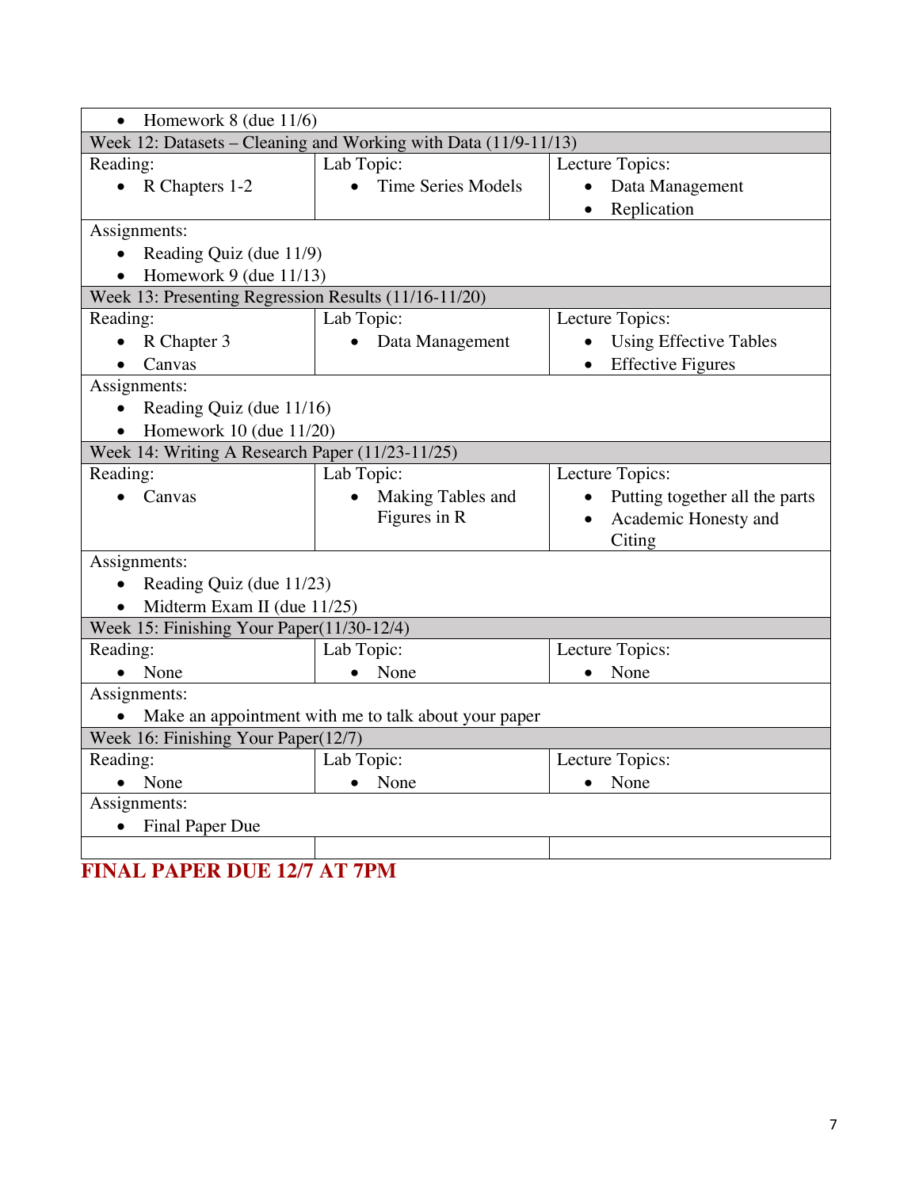| | | |
|---|---|---|
| • Homework 8 (due 11/6) | | |
| **Week 12: Datasets – Cleaning and Working with Data (11/9-11/13)** | | |
| Reading:<br>• R Chapters 1-2 | Lab Topic:<br>• Time Series Models | Lecture Topics:<br>• Data Management<br>• Replication |
| Assignments:<br>• Reading Quiz (due 11/9)<br>• Homework 9 (due 11/13) | | |
| **Week 13: Presenting Regression Results (11/16-11/20)** | | |
| Reading:<br>• R Chapter 3<br>• Canvas | Lab Topic:<br>• Data Management | Lecture Topics:<br>• Using Effective Tables<br>• Effective Figures |
| Assignments:<br>• Reading Quiz (due 11/16)<br>• Homework 10 (due 11/20) | | |
| **Week 14: Writing A Research Paper (11/23-11/25)** | | |
| Reading:<br>• Canvas | Lab Topic:<br>• Making Tables and Figures in R | Lecture Topics:<br>• Putting together all the parts<br>• Academic Honesty and Citing |
| Assignments:<br>• Reading Quiz (due 11/23)<br>• Midterm Exam II (due 11/25) | | |
| **Week 15: Finishing Your Paper(11/30-12/4)** | | |
| Reading:<br>• None | Lab Topic:<br>• None | Lecture Topics:<br>• None |
| Assignments:<br>• Make an appointment with me to talk about your paper | | |
| **Week 16: Finishing Your Paper(12/7)** | | |
| Reading:<br>• None | Lab Topic:<br>• None | Lecture Topics:<br>• None |
| Assignments:<br>• Final Paper Due | | |
| | | |

**FINAL PAPER DUE 12/7 AT 7PM**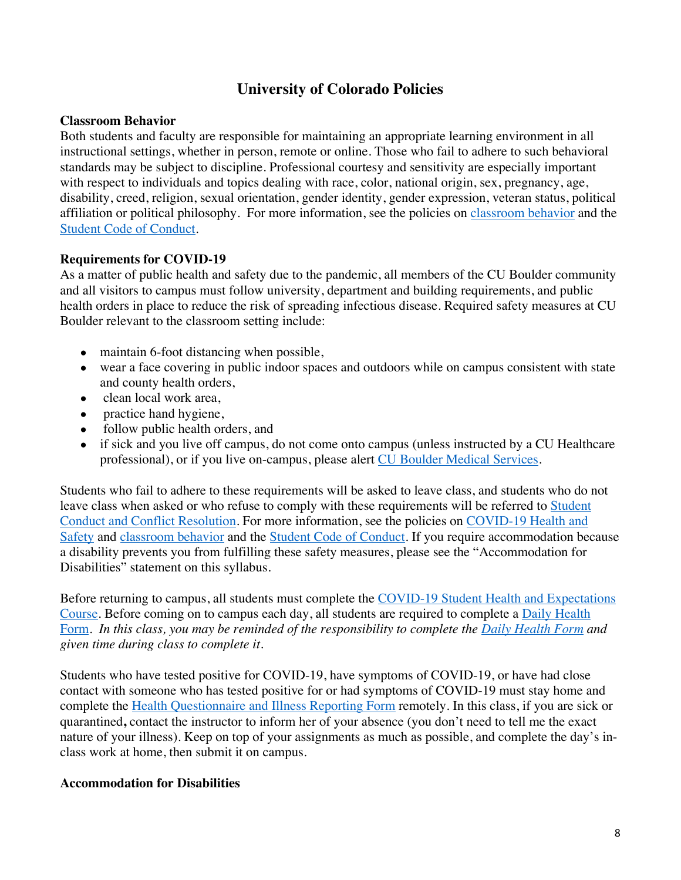# University of Colorado Policies

**Classroom Behavior**

Both students and faculty are responsible for maintaining an appropriate learning environment in all instructional settings, whether in person, remote or online. Those who fail to adhere to such behavioral standards may be subject to discipline. Professional courtesy and sensitivity are especially important with respect to individuals and topics dealing with race, color, national origin, sex, pregnancy, age, disability, creed, religion, sexual orientation, gender identity, gender expression, veteran status, political affiliation or political philosophy. For more information, see the policies on classroom behavior and the Student Code of Conduct.

**Requirements for COVID-19**

As a matter of public health and safety due to the pandemic, all members of the CU Boulder community and all visitors to campus must follow university, department and building requirements, and public health orders in place to reduce the risk of spreading infectious disease. Required safety measures at CU Boulder relevant to the classroom setting include:

- maintain 6-foot distancing when possible,
- wear a face covering in public indoor spaces and outdoors while on campus consistent with state and county health orders,
- clean local work area,
- practice hand hygiene,
- follow public health orders, and
- if sick and you live off campus, do not come onto campus (unless instructed by a CU Healthcare professional), or if you live on-campus, please alert CU Boulder Medical Services.

Students who fail to adhere to these requirements will be asked to leave class, and students who do not leave class when asked or who refuse to comply with these requirements will be referred to Student Conduct and Conflict Resolution. For more information, see the policies on COVID-19 Health and Safety and classroom behavior and the Student Code of Conduct. If you require accommodation because a disability prevents you from fulfilling these safety measures, please see the "Accommodation for Disabilities" statement on this syllabus.

Before returning to campus, all students must complete the COVID-19 Student Health and Expectations Course. Before coming on to campus each day, all students are required to complete a Daily Health Form. *In this class, you may be reminded of the responsibility to complete the Daily Health Form and given time during class to complete it.*

Students who have tested positive for COVID-19, have symptoms of COVID-19, or have had close contact with someone who has tested positive for or had symptoms of COVID-19 must stay home and complete the Health Questionnaire and Illness Reporting Form remotely. In this class, if you are sick or quarantined**,** contact the instructor to inform her of your absence (you don't need to tell me the exact nature of your illness). Keep on top of your assignments as much as possible, and complete the day's in-class work at home, then submit it on campus.

**Accommodation for Disabilities**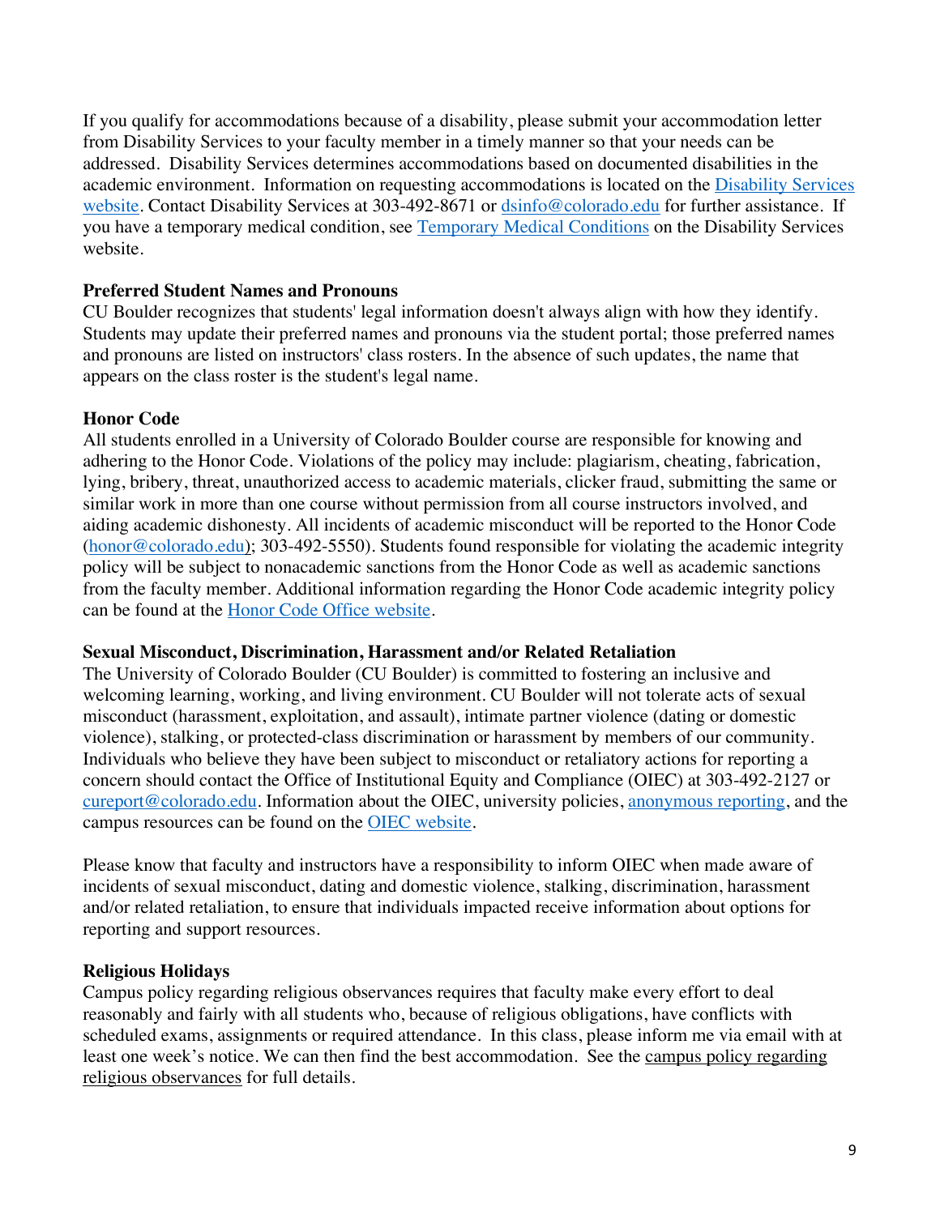If you qualify for accommodations because of a disability, please submit your accommodation letter from Disability Services to your faculty member in a timely manner so that your needs can be addressed. Disability Services determines accommodations based on documented disabilities in the academic environment. Information on requesting accommodations is located on the Disability Services website. Contact Disability Services at 303-492-8671 or dsinfo@colorado.edu for further assistance. If you have a temporary medical condition, see Temporary Medical Conditions on the Disability Services website.

**Preferred Student Names and Pronouns**

CU Boulder recognizes that students' legal information doesn't always align with how they identify. Students may update their preferred names and pronouns via the student portal; those preferred names and pronouns are listed on instructors' class rosters. In the absence of such updates, the name that appears on the class roster is the student's legal name.

**Honor Code**

All students enrolled in a University of Colorado Boulder course are responsible for knowing and adhering to the Honor Code. Violations of the policy may include: plagiarism, cheating, fabrication, lying, bribery, threat, unauthorized access to academic materials, clicker fraud, submitting the same or similar work in more than one course without permission from all course instructors involved, and aiding academic dishonesty. All incidents of academic misconduct will be reported to the Honor Code (honor@colorado.edu); 303-492-5550). Students found responsible for violating the academic integrity policy will be subject to nonacademic sanctions from the Honor Code as well as academic sanctions from the faculty member. Additional information regarding the Honor Code academic integrity policy can be found at the Honor Code Office website.

**Sexual Misconduct, Discrimination, Harassment and/or Related Retaliation**

The University of Colorado Boulder (CU Boulder) is committed to fostering an inclusive and welcoming learning, working, and living environment. CU Boulder will not tolerate acts of sexual misconduct (harassment, exploitation, and assault), intimate partner violence (dating or domestic violence), stalking, or protected-class discrimination or harassment by members of our community. Individuals who believe they have been subject to misconduct or retaliatory actions for reporting a concern should contact the Office of Institutional Equity and Compliance (OIEC) at 303-492-2127 or cureport@colorado.edu. Information about the OIEC, university policies, anonymous reporting, and the campus resources can be found on the OIEC website.

Please know that faculty and instructors have a responsibility to inform OIEC when made aware of incidents of sexual misconduct, dating and domestic violence, stalking, discrimination, harassment and/or related retaliation, to ensure that individuals impacted receive information about options for reporting and support resources.

**Religious Holidays**

Campus policy regarding religious observances requires that faculty make every effort to deal reasonably and fairly with all students who, because of religious obligations, have conflicts with scheduled exams, assignments or required attendance. In this class, please inform me via email with at least one week's notice. We can then find the best accommodation. See the campus policy regarding religious observances for full details.